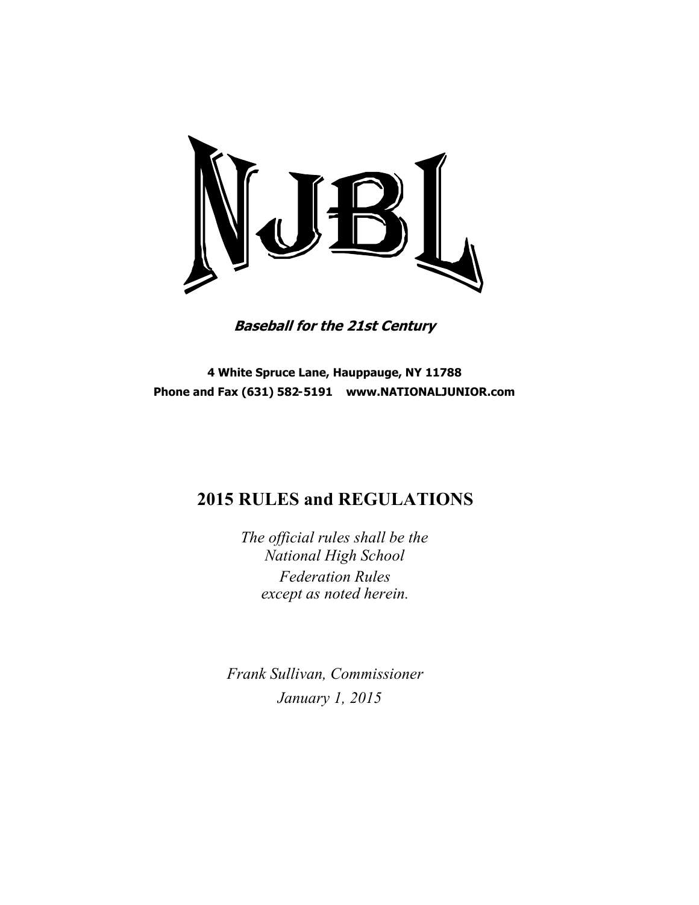# NJBL

***Baseball for the 21st Century***

**4 White Spruce Lane, Hauppauge, NY 11788**
**Phone and Fax (631) 582-5191 www.NATIONALJUNIOR.com**

## 2015 RULES and REGULATIONS

*The official rules shall be the National High School Federation Rules except as noted herein.*

*Frank Sullivan, Commissioner*
*January 1, 2015*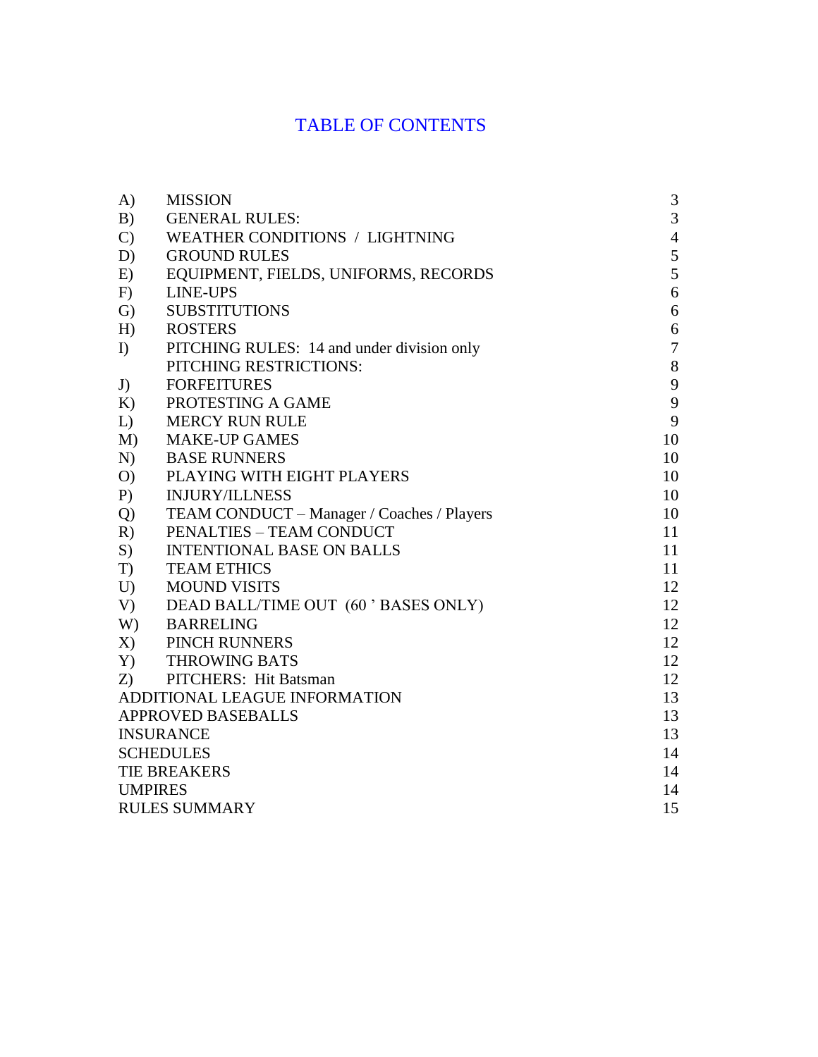# TABLE OF CONTENTS

| | | |
|---|---|---|
| A) | MISSION | 3 |
| B) | GENERAL RULES: | 3 |
| C) | WEATHER CONDITIONS / LIGHTNING | 4 |
| D) | GROUND RULES | 5 |
| E) | EQUIPMENT, FIELDS, UNIFORMS, RECORDS | 5 |
| F) | LINE-UPS | 6 |
| G) | SUBSTITUTIONS | 6 |
| H) | ROSTERS | 6 |
| I) | PITCHING RULES: 14 and under division only | 7 |
| | PITCHING RESTRICTIONS: | 8 |
| J) | FORFEITURES | 9 |
| K) | PROTESTING A GAME | 9 |
| L) | MERCY RUN RULE | 9 |
| M) | MAKE-UP GAMES | 10 |
| N) | BASE RUNNERS | 10 |
| O) | PLAYING WITH EIGHT PLAYERS | 10 |
| P) | INJURY/ILLNESS | 10 |
| Q) | TEAM CONDUCT – Manager / Coaches / Players | 10 |
| R) | PENALTIES – TEAM CONDUCT | 11 |
| S) | INTENTIONAL BASE ON BALLS | 11 |
| T) | TEAM ETHICS | 11 |
| U) | MOUND VISITS | 12 |
| V) | DEAD BALL/TIME OUT (60 ' BASES ONLY) | 12 |
| W) | BARRELING | 12 |
| X) | PINCH RUNNERS | 12 |
| Y) | THROWING BATS | 12 |
| Z) | PITCHERS: Hit Batsman | 12 |
| ADDITIONAL LEAGUE INFORMATION | | 13 |
| APPROVED BASEBALLS | | 13 |
| INSURANCE | | 13 |
| SCHEDULES | | 14 |
| TIE BREAKERS | | 14 |
| UMPIRES | | 14 |
| RULES SUMMARY | | 15 |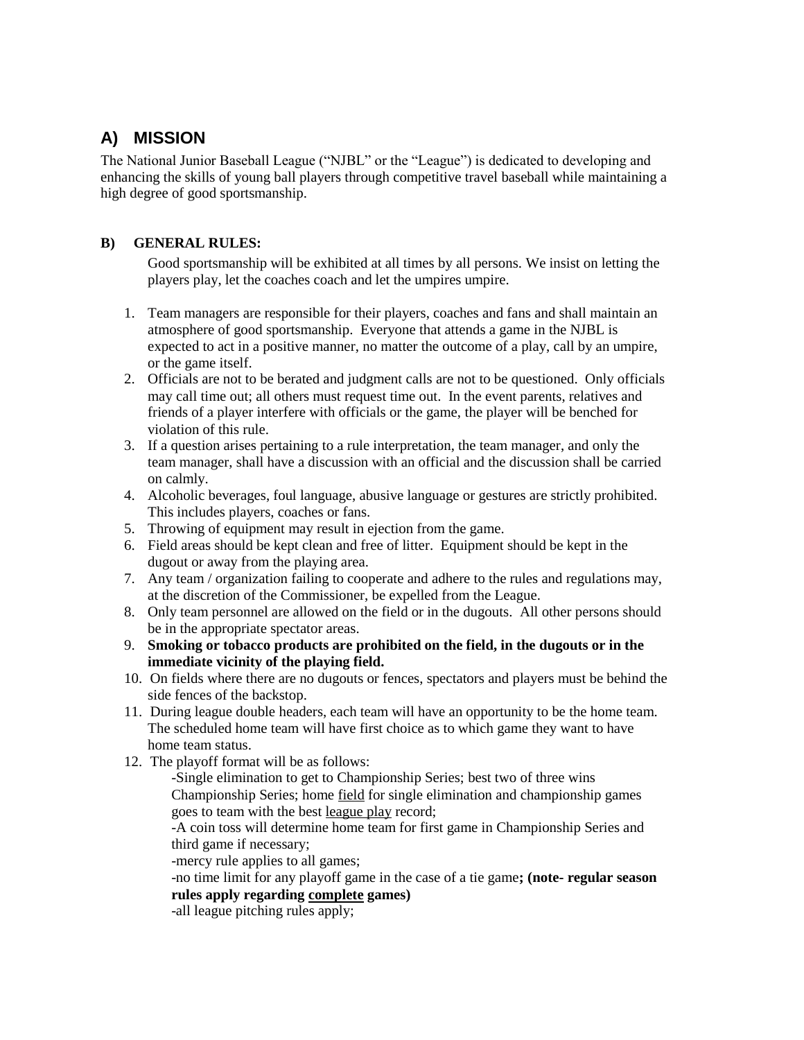## A) MISSION

The National Junior Baseball League ("NJBL" or the "League") is dedicated to developing and enhancing the skills of young ball players through competitive travel baseball while maintaining a high degree of good sportsmanship.

### B) GENERAL RULES:

Good sportsmanship will be exhibited at all times by all persons. We insist on letting the players play, let the coaches coach and let the umpires umpire.

1. Team managers are responsible for their players, coaches and fans and shall maintain an atmosphere of good sportsmanship. Everyone that attends a game in the NJBL is expected to act in a positive manner, no matter the outcome of a play, call by an umpire, or the game itself.
2. Officials are not to be berated and judgment calls are not to be questioned. Only officials may call time out; all others must request time out. In the event parents, relatives and friends of a player interfere with officials or the game, the player will be benched for violation of this rule.
3. If a question arises pertaining to a rule interpretation, the team manager, and only the team manager, shall have a discussion with an official and the discussion shall be carried on calmly.
4. Alcoholic beverages, foul language, abusive language or gestures are strictly prohibited. This includes players, coaches or fans.
5. Throwing of equipment may result in ejection from the game.
6. Field areas should be kept clean and free of litter. Equipment should be kept in the dugout or away from the playing area.
7. Any team / organization failing to cooperate and adhere to the rules and regulations may, at the discretion of the Commissioner, be expelled from the League.
8. Only team personnel are allowed on the field or in the dugouts. All other persons should be in the appropriate spectator areas.
9. **Smoking or tobacco products are prohibited on the field, in the dugouts or in the immediate vicinity of the playing field.**
10. On fields where there are no dugouts or fences, spectators and players must be behind the side fences of the backstop.
11. During league double headers, each team will have an opportunity to be the home team. The scheduled home team will have first choice as to which game they want to have home team status.
12. The playoff format will be as follows:

    -Single elimination to get to Championship Series; best two of three wins Championship Series; home field for single elimination and championship games goes to team with the best league play record;

    -A coin toss will determine home team for first game in Championship Series and third game if necessary;

    -mercy rule applies to all games;

    -no time limit for any playoff game in the case of a tie game**; (note- regular season rules apply regarding complete games)**

    -all league pitching rules apply;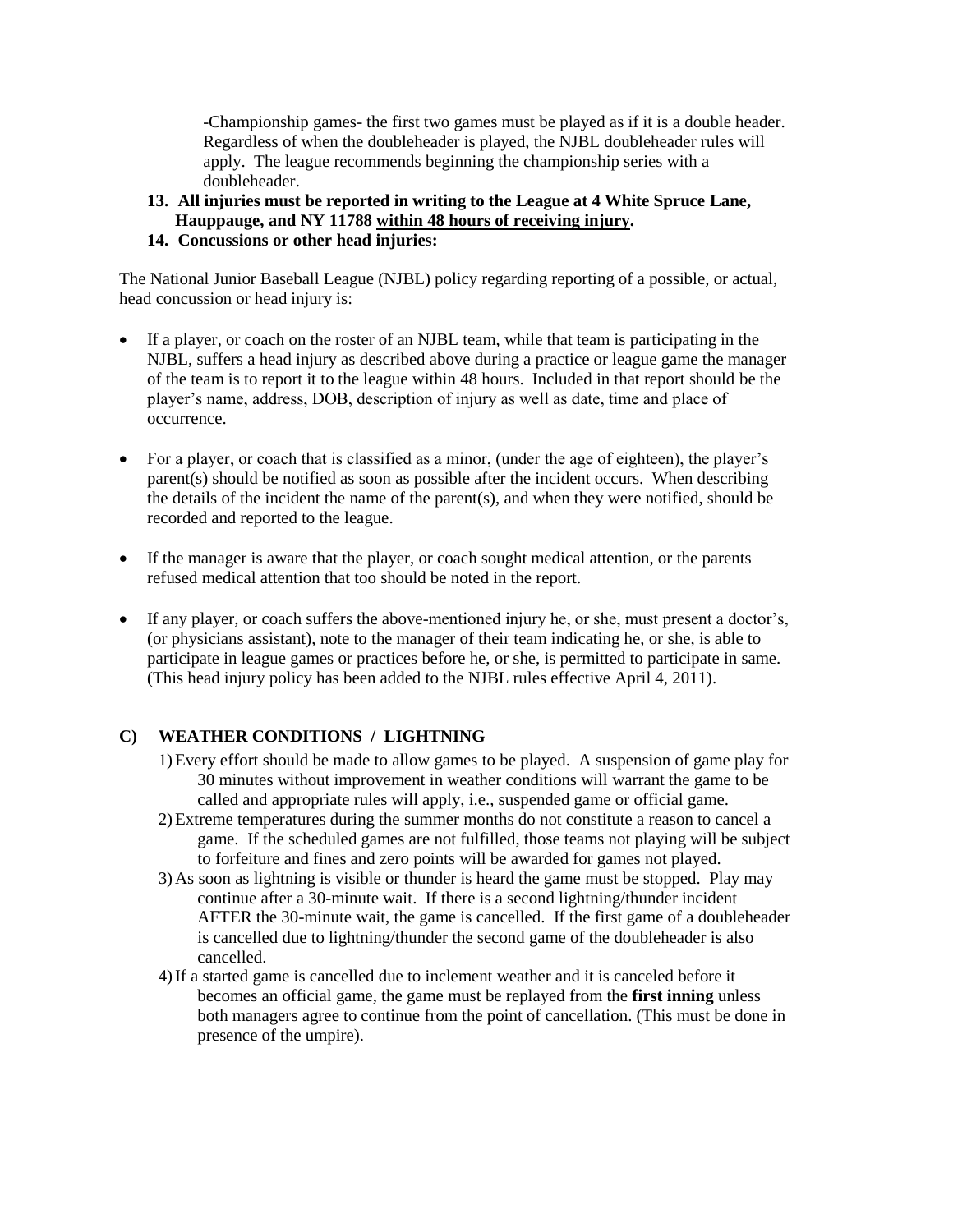-Championship games- the first two games must be played as if it is a double header. Regardless of when the doubleheader is played, the NJBL doubleheader rules will apply. The league recommends beginning the championship series with a doubleheader.

**13. All injuries must be reported in writing to the League at 4 White Spruce Lane, Hauppauge, and NY 11788 <u>within 48 hours of receiving injury</u>.**

**14. Concussions or other head injuries:**

The National Junior Baseball League (NJBL) policy regarding reporting of a possible, or actual, head concussion or head injury is:

- If a player, or coach on the roster of an NJBL team, while that team is participating in the NJBL, suffers a head injury as described above during a practice or league game the manager of the team is to report it to the league within 48 hours. Included in that report should be the player's name, address, DOB, description of injury as well as date, time and place of occurrence.

- For a player, or coach that is classified as a minor, (under the age of eighteen), the player's parent(s) should be notified as soon as possible after the incident occurs. When describing the details of the incident the name of the parent(s), and when they were notified, should be recorded and reported to the league.

- If the manager is aware that the player, or coach sought medical attention, or the parents refused medical attention that too should be noted in the report.

- If any player, or coach suffers the above-mentioned injury he, or she, must present a doctor's, (or physicians assistant), note to the manager of their team indicating he, or she, is able to participate in league games or practices before he, or she, is permitted to participate in same. (This head injury policy has been added to the NJBL rules effective April 4, 2011).

## C) WEATHER CONDITIONS / LIGHTNING

1) Every effort should be made to allow games to be played. A suspension of game play for 30 minutes without improvement in weather conditions will warrant the game to be called and appropriate rules will apply, i.e., suspended game or official game.
2) Extreme temperatures during the summer months do not constitute a reason to cancel a game. If the scheduled games are not fulfilled, those teams not playing will be subject to forfeiture and fines and zero points will be awarded for games not played.
3) As soon as lightning is visible or thunder is heard the game must be stopped. Play may continue after a 30-minute wait. If there is a second lightning/thunder incident AFTER the 30-minute wait, the game is cancelled. If the first game of a doubleheader is cancelled due to lightning/thunder the second game of the doubleheader is also cancelled.
4) If a started game is cancelled due to inclement weather and it is canceled before it becomes an official game, the game must be replayed from the **first inning** unless both managers agree to continue from the point of cancellation. (This must be done in presence of the umpire).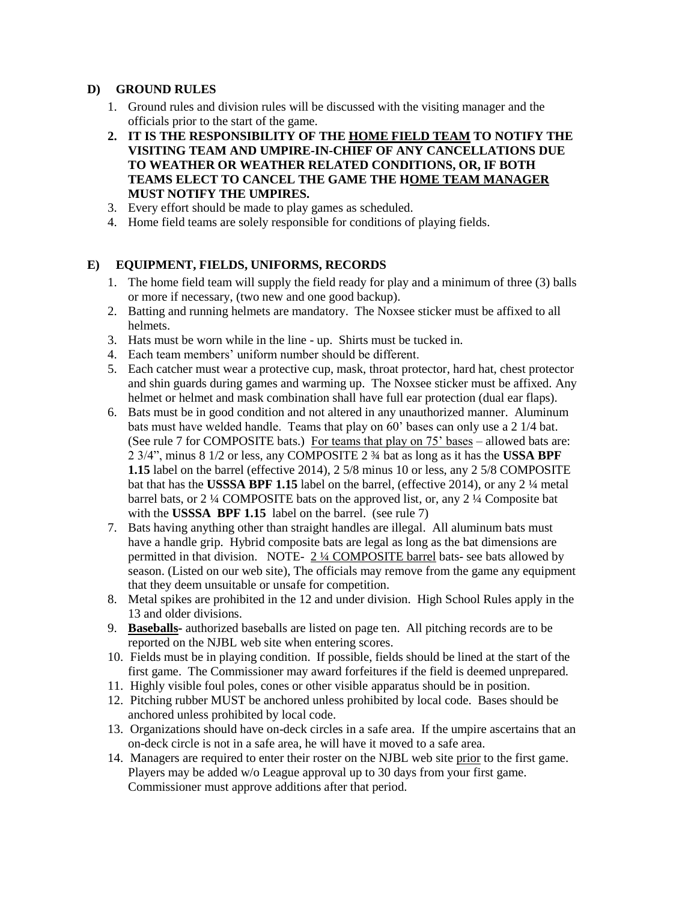### D) GROUND RULES

1. Ground rules and division rules will be discussed with the visiting manager and the officials prior to the start of the game.
2. **IT IS THE RESPONSIBILITY OF THE <u>HOME FIELD TEAM</u> TO NOTIFY THE VISITING TEAM AND UMPIRE-IN-CHIEF OF ANY CANCELLATIONS DUE TO WEATHER OR WEATHER RELATED CONDITIONS, OR, IF BOTH TEAMS ELECT TO CANCEL THE GAME THE H<u>OME TEAM MANAGER</u> MUST NOTIFY THE UMPIRES.**
3. Every effort should be made to play games as scheduled.
4. Home field teams are solely responsible for conditions of playing fields.

### E) EQUIPMENT, FIELDS, UNIFORMS, RECORDS

1. The home field team will supply the field ready for play and a minimum of three (3) balls or more if necessary, (two new and one good backup).
2. Batting and running helmets are mandatory. The Noxsee sticker must be affixed to all helmets.
3. Hats must be worn while in the line - up. Shirts must be tucked in.
4. Each team members' uniform number should be different.
5. Each catcher must wear a protective cup, mask, throat protector, hard hat, chest protector and shin guards during games and warming up. The Noxsee sticker must be affixed. Any helmet or helmet and mask combination shall have full ear protection (dual ear flaps).
6. Bats must be in good condition and not altered in any unauthorized manner. Aluminum bats must have welded handle. Teams that play on 60' bases can only use a 2 1/4 bat. (See rule 7 for COMPOSITE bats.) <u>For teams that play on 75' bases</u> – allowed bats are: 2 3/4", minus 8 1/2 or less, any COMPOSITE 2 ¾ bat as long as it has the **USSA BPF 1.15** label on the barrel (effective 2014), 2 5/8 minus 10 or less, any 2 5/8 COMPOSITE bat that has the **USSSA BPF 1.15** label on the barrel, (effective 2014), or any 2 ¼ metal barrel bats, or 2 ¼ COMPOSITE bats on the approved list, or, any 2 ¼ Composite bat with the **USSSA BPF 1.15** label on the barrel. (see rule 7)
7. Bats having anything other than straight handles are illegal. All aluminum bats must have a handle grip. Hybrid composite bats are legal as long as the bat dimensions are permitted in that division. NOTE- <u>2 ¼ COMPOSITE barrel</u> bats- see bats allowed by season. (Listed on our web site), The officials may remove from the game any equipment that they deem unsuitable or unsafe for competition.
8. Metal spikes are prohibited in the 12 and under division. High School Rules apply in the 13 and older divisions.
9. **<u>Baseballs</u>-** authorized baseballs are listed on page ten. All pitching records are to be reported on the NJBL web site when entering scores.
10. Fields must be in playing condition. If possible, fields should be lined at the start of the first game. The Commissioner may award forfeitures if the field is deemed unprepared.
11. Highly visible foul poles, cones or other visible apparatus should be in position.
12. Pitching rubber MUST be anchored unless prohibited by local code. Bases should be anchored unless prohibited by local code.
13. Organizations should have on-deck circles in a safe area. If the umpire ascertains that an on-deck circle is not in a safe area, he will have it moved to a safe area.
14. Managers are required to enter their roster on the NJBL web site <u>prior</u> to the first game. Players may be added w/o League approval up to 30 days from your first game. Commissioner must approve additions after that period.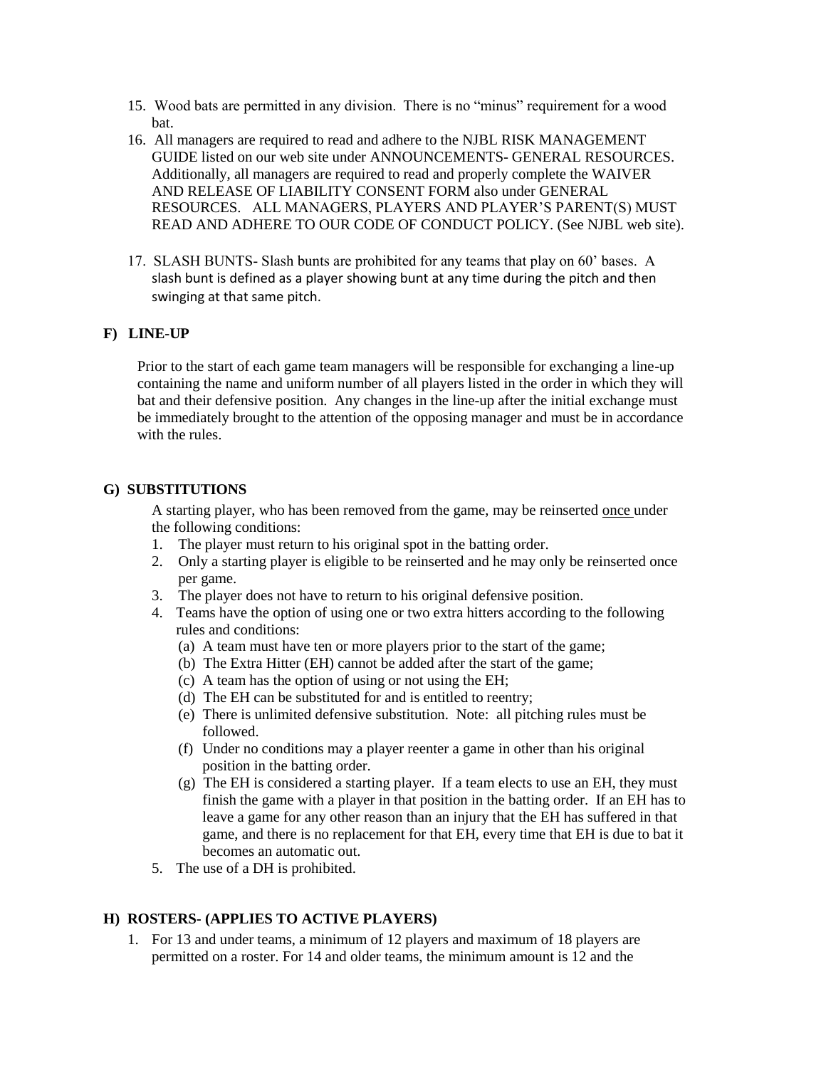15. Wood bats are permitted in any division. There is no "minus" requirement for a wood bat.
16. All managers are required to read and adhere to the NJBL RISK MANAGEMENT GUIDE listed on our web site under ANNOUNCEMENTS- GENERAL RESOURCES. Additionally, all managers are required to read and properly complete the WAIVER AND RELEASE OF LIABILITY CONSENT FORM also under GENERAL RESOURCES. ALL MANAGERS, PLAYERS AND PLAYER'S PARENT(S) MUST READ AND ADHERE TO OUR CODE OF CONDUCT POLICY. (See NJBL web site).
17. SLASH BUNTS- Slash bunts are prohibited for any teams that play on 60' bases. A slash bunt is defined as a player showing bunt at any time during the pitch and then swinging at that same pitch.

## F) LINE-UP

Prior to the start of each game team managers will be responsible for exchanging a line-up containing the name and uniform number of all players listed in the order in which they will bat and their defensive position. Any changes in the line-up after the initial exchange must be immediately brought to the attention of the opposing manager and must be in accordance with the rules.

## G) SUBSTITUTIONS

A starting player, who has been removed from the game, may be reinserted once under the following conditions:

1. The player must return to his original spot in the batting order.
2. Only a starting player is eligible to be reinserted and he may only be reinserted once per game.
3. The player does not have to return to his original defensive position.
4. Teams have the option of using one or two extra hitters according to the following rules and conditions:
   (a) A team must have ten or more players prior to the start of the game;
   (b) The Extra Hitter (EH) cannot be added after the start of the game;
   (c) A team has the option of using or not using the EH;
   (d) The EH can be substituted for and is entitled to reentry;
   (e) There is unlimited defensive substitution. Note: all pitching rules must be followed.
   (f) Under no conditions may a player reenter a game in other than his original position in the batting order.
   (g) The EH is considered a starting player. If a team elects to use an EH, they must finish the game with a player in that position in the batting order. If an EH has to leave a game for any other reason than an injury that the EH has suffered in that game, and there is no replacement for that EH, every time that EH is due to bat it becomes an automatic out.
5. The use of a DH is prohibited.

## H) ROSTERS- (APPLIES TO ACTIVE PLAYERS)

1. For 13 and under teams, a minimum of 12 players and maximum of 18 players are permitted on a roster. For 14 and older teams, the minimum amount is 12 and the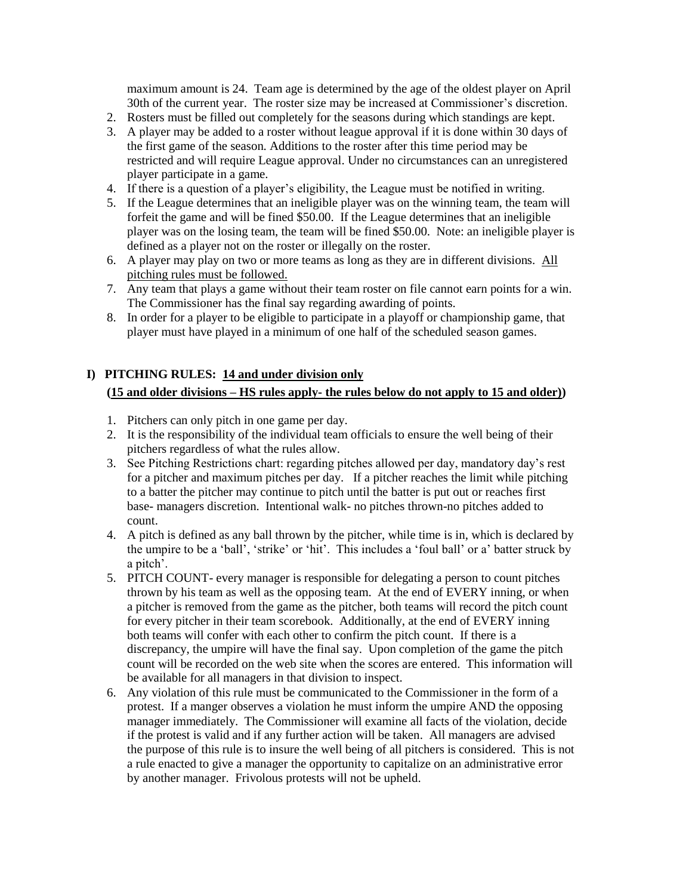maximum amount is 24. Team age is determined by the age of the oldest player on April 30th of the current year. The roster size may be increased at Commissioner's discretion.

2. Rosters must be filled out completely for the seasons during which standings are kept.
3. A player may be added to a roster without league approval if it is done within 30 days of the first game of the season. Additions to the roster after this time period may be restricted and will require League approval. Under no circumstances can an unregistered player participate in a game.
4. If there is a question of a player's eligibility, the League must be notified in writing.
5. If the League determines that an ineligible player was on the winning team, the team will forfeit the game and will be fined $50.00. If the League determines that an ineligible player was on the losing team, the team will be fined $50.00. Note: an ineligible player is defined as a player not on the roster or illegally on the roster.
6. A player may play on two or more teams as long as they are in different divisions. <u>All pitching rules must be followed.</u>
7. Any team that plays a game without their team roster on file cannot earn points for a win. The Commissioner has the final say regarding awarding of points.
8. In order for a player to be eligible to participate in a playoff or championship game, that player must have played in a minimum of one half of the scheduled season games.

## I) PITCHING RULES: <u>14 and under division only</u>

**(<u>15 and older divisions – HS rules apply- the rules below do not apply to 15 and older)</u>)**

1. Pitchers can only pitch in one game per day.
2. It is the responsibility of the individual team officials to ensure the well being of their pitchers regardless of what the rules allow.
3. See Pitching Restrictions chart: regarding pitches allowed per day, mandatory day's rest for a pitcher and maximum pitches per day. If a pitcher reaches the limit while pitching to a batter the pitcher may continue to pitch until the batter is put out or reaches first base- managers discretion. Intentional walk- no pitches thrown-no pitches added to count.
4. A pitch is defined as any ball thrown by the pitcher, while time is in, which is declared by the umpire to be a 'ball', 'strike' or 'hit'. This includes a 'foul ball' or a' batter struck by a pitch'.
5. PITCH COUNT- every manager is responsible for delegating a person to count pitches thrown by his team as well as the opposing team. At the end of EVERY inning, or when a pitcher is removed from the game as the pitcher, both teams will record the pitch count for every pitcher in their team scorebook. Additionally, at the end of EVERY inning both teams will confer with each other to confirm the pitch count. If there is a discrepancy, the umpire will have the final say. Upon completion of the game the pitch count will be recorded on the web site when the scores are entered. This information will be available for all managers in that division to inspect.
6. Any violation of this rule must be communicated to the Commissioner in the form of a protest. If a manger observes a violation he must inform the umpire AND the opposing manager immediately. The Commissioner will examine all facts of the violation, decide if the protest is valid and if any further action will be taken. All managers are advised the purpose of this rule is to insure the well being of all pitchers is considered. This is not a rule enacted to give a manager the opportunity to capitalize on an administrative error by another manager. Frivolous protests will not be upheld.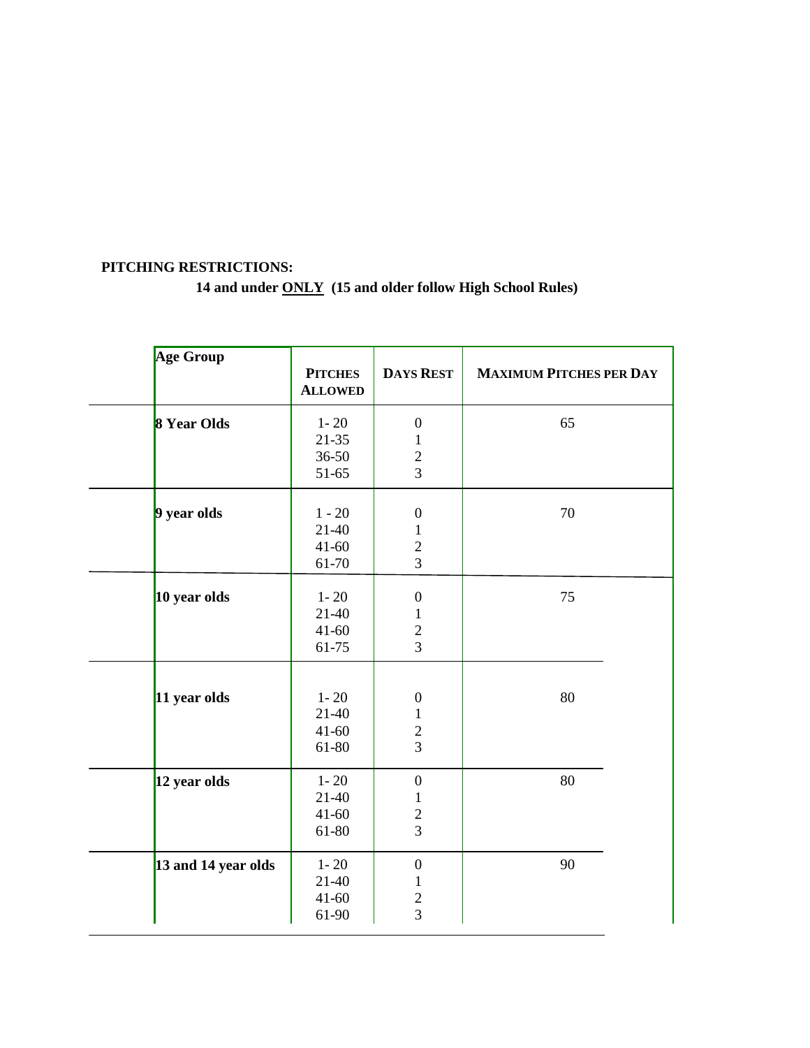**PITCHING RESTRICTIONS:**

**14 and under <u>ONLY</u> (15 and older follow High School Rules)**

| Age Group | Pitches Allowed | Days Rest | Maximum Pitches per Day |
|---|---|---|---|
| **8 Year Olds** | 1- 20<br>21-35<br>36-50<br>51-65 | 0<br>1<br>2<br>3 | 65 |
| **9 year olds** | 1 - 20<br>21-40<br>41-60<br>61-70 | 0<br>1<br>2<br>3 | 70 |
| **10 year olds** | 1- 20<br>21-40<br>41-60<br>61-75 | 0<br>1<br>2<br>3 | 75 |
| **11 year olds** | 1- 20<br>21-40<br>41-60<br>61-80 | 0<br>1<br>2<br>3 | 80 |
| **12 year olds** | 1- 20<br>21-40<br>41-60<br>61-80 | 0<br>1<br>2<br>3 | 80 |
| **13 and 14 year olds** | 1- 20<br>21-40<br>41-60<br>61-90 | 0<br>1<br>2<br>3 | 90 |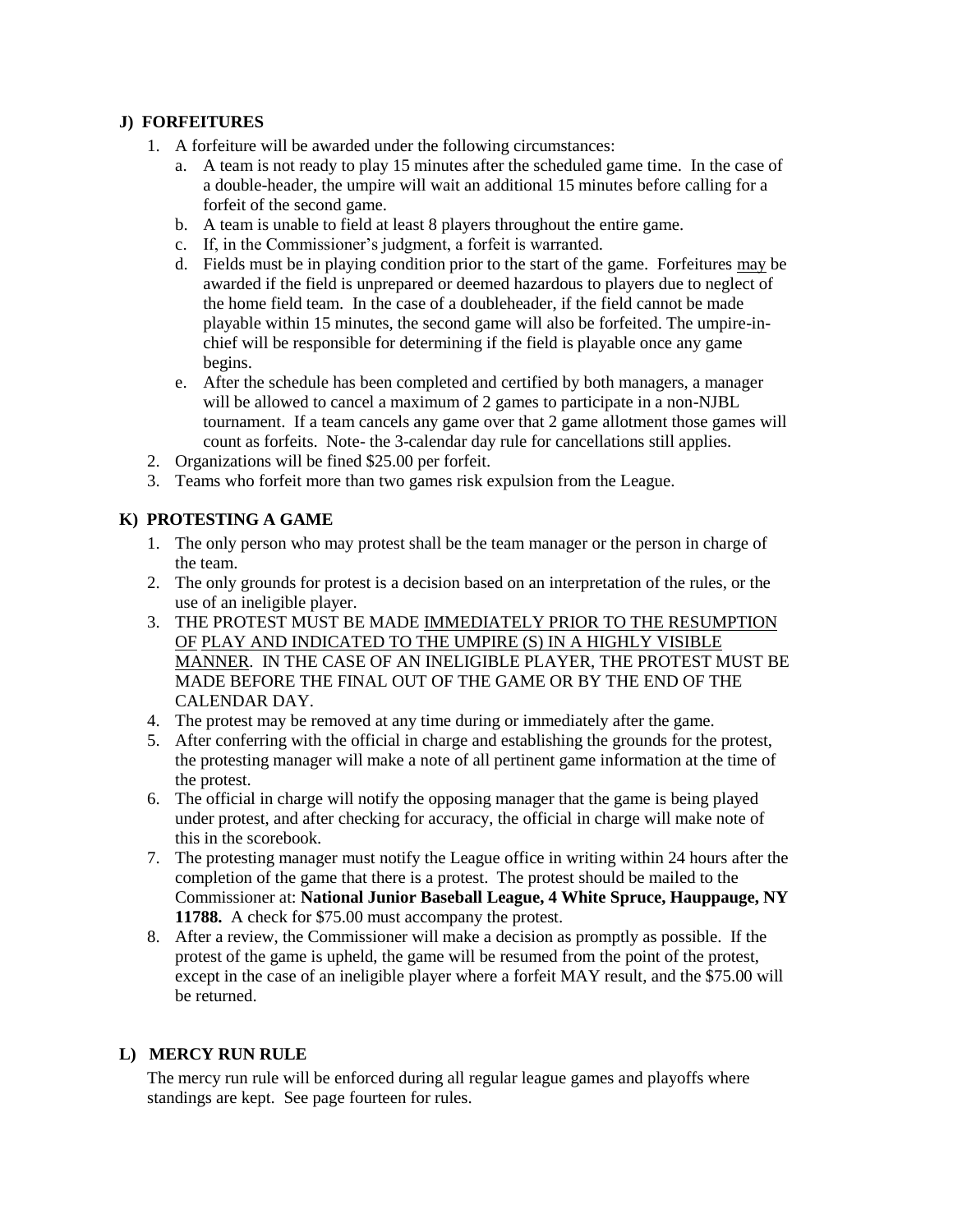## J) FORFEITURES

1. A forfeiture will be awarded under the following circumstances:
   a. A team is not ready to play 15 minutes after the scheduled game time. In the case of a double-header, the umpire will wait an additional 15 minutes before calling for a forfeit of the second game.
   b. A team is unable to field at least 8 players throughout the entire game.
   c. If, in the Commissioner's judgment, a forfeit is warranted.
   d. Fields must be in playing condition prior to the start of the game. Forfeitures <u>may</u> be awarded if the field is unprepared or deemed hazardous to players due to neglect of the home field team. In the case of a doubleheader, if the field cannot be made playable within 15 minutes, the second game will also be forfeited. The umpire-in-chief will be responsible for determining if the field is playable once any game begins.
   e. After the schedule has been completed and certified by both managers, a manager will be allowed to cancel a maximum of 2 games to participate in a non-NJBL tournament. If a team cancels any game over that 2 game allotment those games will count as forfeits. Note- the 3-calendar day rule for cancellations still applies.
2. Organizations will be fined $25.00 per forfeit.
3. Teams who forfeit more than two games risk expulsion from the League.

## K) PROTESTING A GAME

1. The only person who may protest shall be the team manager or the person in charge of the team.
2. The only grounds for protest is a decision based on an interpretation of the rules, or the use of an ineligible player.
3. THE PROTEST MUST BE MADE <u>IMMEDIATELY PRIOR TO THE RESUMPTION OF PLAY AND INDICATED TO THE UMPIRE (S) IN A HIGHLY VISIBLE MANNER</u>. IN THE CASE OF AN INELIGIBLE PLAYER, THE PROTEST MUST BE MADE BEFORE THE FINAL OUT OF THE GAME OR BY THE END OF THE CALENDAR DAY.
4. The protest may be removed at any time during or immediately after the game.
5. After conferring with the official in charge and establishing the grounds for the protest, the protesting manager will make a note of all pertinent game information at the time of the protest.
6. The official in charge will notify the opposing manager that the game is being played under protest, and after checking for accuracy, the official in charge will make note of this in the scorebook.
7. The protesting manager must notify the League office in writing within 24 hours after the completion of the game that there is a protest. The protest should be mailed to the Commissioner at: **National Junior Baseball League, 4 White Spruce, Hauppauge, NY 11788.** A check for $75.00 must accompany the protest.
8. After a review, the Commissioner will make a decision as promptly as possible. If the protest of the game is upheld, the game will be resumed from the point of the protest, except in the case of an ineligible player where a forfeit MAY result, and the $75.00 will be returned.

## L) MERCY RUN RULE

The mercy run rule will be enforced during all regular league games and playoffs where standings are kept. See page fourteen for rules.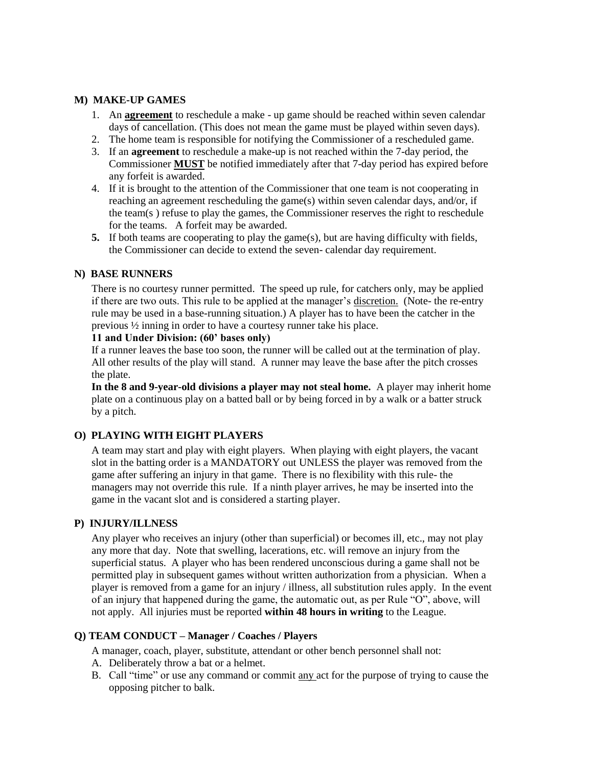### M) MAKE-UP GAMES

1. An **agreement** to reschedule a make - up game should be reached within seven calendar days of cancellation. (This does not mean the game must be played within seven days).
2. The home team is responsible for notifying the Commissioner of a rescheduled game.
3. If an **agreement** to reschedule a make-up is not reached within the 7-day period, the Commissioner **MUST** be notified immediately after that 7-day period has expired before any forfeit is awarded.
4. If it is brought to the attention of the Commissioner that one team is not cooperating in reaching an agreement rescheduling the game(s) within seven calendar days, and/or, if the team(s ) refuse to play the games, the Commissioner reserves the right to reschedule for the teams. A forfeit may be awarded.
5. If both teams are cooperating to play the game(s), but are having difficulty with fields, the Commissioner can decide to extend the seven- calendar day requirement.

### N) BASE RUNNERS

There is no courtesy runner permitted. The speed up rule, for catchers only, may be applied if there are two outs. This rule to be applied at the manager's discretion. (Note- the re-entry rule may be used in a base-running situation.) A player has to have been the catcher in the previous ½ inning in order to have a courtesy runner take his place.

**11 and Under Division: (60' bases only)**

If a runner leaves the base too soon, the runner will be called out at the termination of play. All other results of the play will stand. A runner may leave the base after the pitch crosses the plate.

**In the 8 and 9-year-old divisions a player may not steal home.** A player may inherit home plate on a continuous play on a batted ball or by being forced in by a walk or a batter struck by a pitch.

### O) PLAYING WITH EIGHT PLAYERS

A team may start and play with eight players. When playing with eight players, the vacant slot in the batting order is a MANDATORY out UNLESS the player was removed from the game after suffering an injury in that game. There is no flexibility with this rule- the managers may not override this rule. If a ninth player arrives, he may be inserted into the game in the vacant slot and is considered a starting player.

### P) INJURY/ILLNESS

Any player who receives an injury (other than superficial) or becomes ill, etc., may not play any more that day. Note that swelling, lacerations, etc. will remove an injury from the superficial status. A player who has been rendered unconscious during a game shall not be permitted play in subsequent games without written authorization from a physician. When a player is removed from a game for an injury / illness, all substitution rules apply. In the event of an injury that happened during the game, the automatic out, as per Rule "O", above, will not apply. All injuries must be reported **within 48 hours in writing** to the League.

### Q) TEAM CONDUCT – Manager / Coaches / Players

A manager, coach, player, substitute, attendant or other bench personnel shall not:

A. Deliberately throw a bat or a helmet.
B. Call "time" or use any command or commit any act for the purpose of trying to cause the opposing pitcher to balk.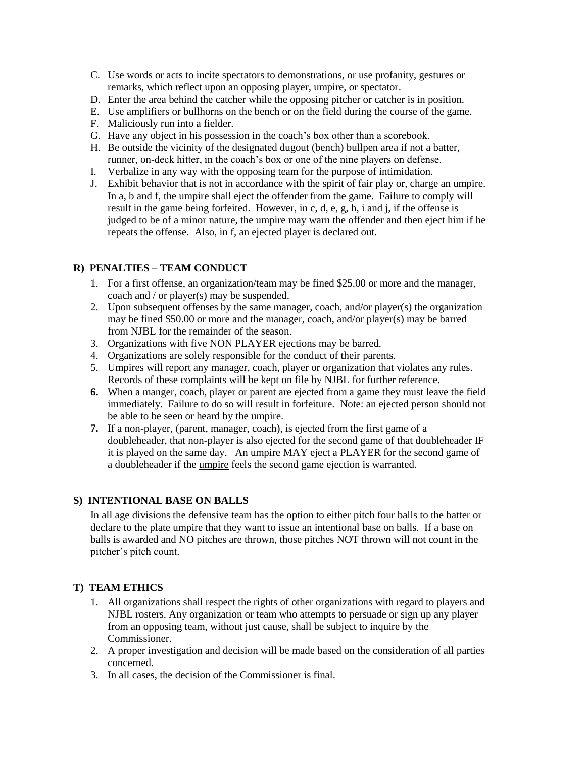C. Use words or acts to incite spectators to demonstrations, or use profanity, gestures or remarks, which reflect upon an opposing player, umpire, or spectator.
D. Enter the area behind the catcher while the opposing pitcher or catcher is in position.
E. Use amplifiers or bullhorns on the bench or on the field during the course of the game.
F. Maliciously run into a fielder.
G. Have any object in his possession in the coach's box other than a scorebook.
H. Be outside the vicinity of the designated dugout (bench) bullpen area if not a batter, runner, on-deck hitter, in the coach's box or one of the nine players on defense.
I. Verbalize in any way with the opposing team for the purpose of intimidation.
J. Exhibit behavior that is not in accordance with the spirit of fair play or, charge an umpire. In a, b and f, the umpire shall eject the offender from the game. Failure to comply will result in the game being forfeited. However, in c, d, e, g, h, i and j, if the offense is judged to be of a minor nature, the umpire may warn the offender and then eject him if he repeats the offense. Also, in f, an ejected player is declared out.

## R) PENALTIES – TEAM CONDUCT

1. For a first offense, an organization/team may be fined $25.00 or more and the manager, coach and / or player(s) may be suspended.
2. Upon subsequent offenses by the same manager, coach, and/or player(s) the organization may be fined $50.00 or more and the manager, coach, and/or player(s) may be barred from NJBL for the remainder of the season.
3. Organizations with five NON PLAYER ejections may be barred.
4. Organizations are solely responsible for the conduct of their parents.
5. Umpires will report any manager, coach, player or organization that violates any rules. Records of these complaints will be kept on file by NJBL for further reference.
6. When a manger, coach, player or parent are ejected from a game they must leave the field immediately. Failure to do so will result in forfeiture. Note: an ejected person should not be able to be seen or heard by the umpire.
7. If a non-player, (parent, manager, coach), is ejected from the first game of a doubleheader, that non-player is also ejected for the second game of that doubleheader IF it is played on the same day. An umpire MAY eject a PLAYER for the second game of a doubleheader if the umpire feels the second game ejection is warranted.

## S) INTENTIONAL BASE ON BALLS

In all age divisions the defensive team has the option to either pitch four balls to the batter or declare to the plate umpire that they want to issue an intentional base on balls. If a base on balls is awarded and NO pitches are thrown, those pitches NOT thrown will not count in the pitcher's pitch count.

## T) TEAM ETHICS

1. All organizations shall respect the rights of other organizations with regard to players and NJBL rosters. Any organization or team who attempts to persuade or sign up any player from an opposing team, without just cause, shall be subject to inquire by the Commissioner.
2. A proper investigation and decision will be made based on the consideration of all parties concerned.
3. In all cases, the decision of the Commissioner is final.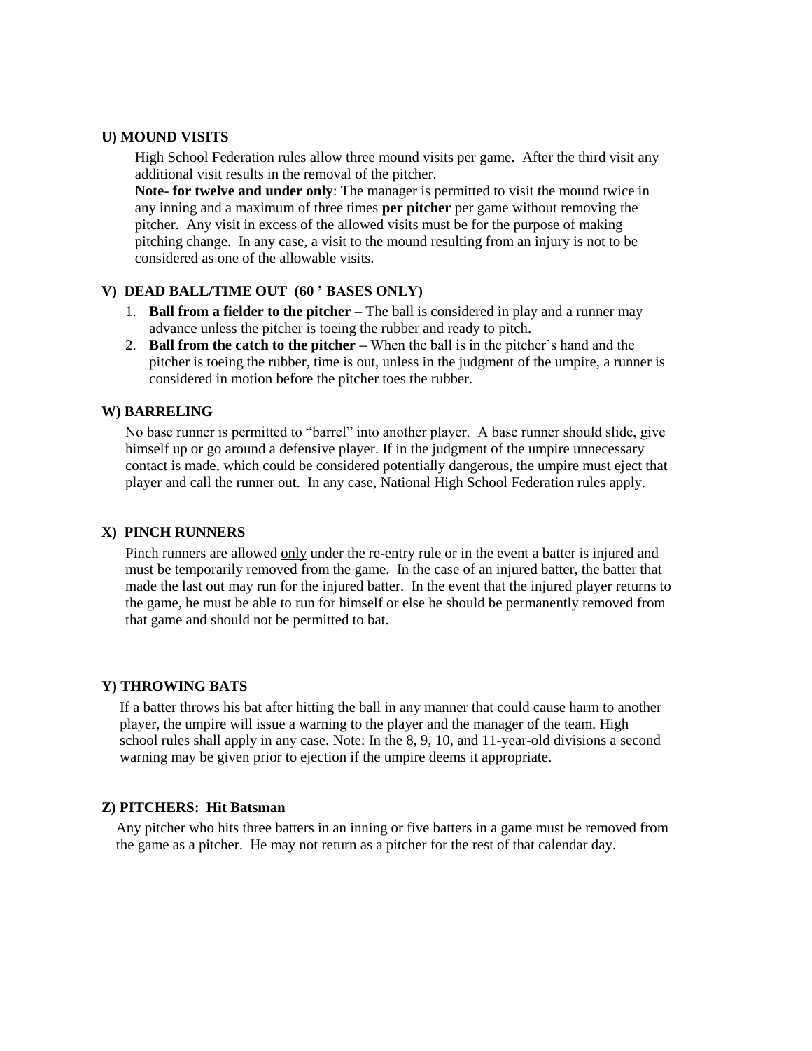### U) MOUND VISITS

High School Federation rules allow three mound visits per game. After the third visit any additional visit results in the removal of the pitcher.
**Note- for twelve and under only**: The manager is permitted to visit the mound twice in any inning and a maximum of three times **per pitcher** per game without removing the pitcher. Any visit in excess of the allowed visits must be for the purpose of making pitching change. In any case, a visit to the mound resulting from an injury is not to be considered as one of the allowable visits.

### V) DEAD BALL/TIME OUT (60 ' BASES ONLY)

1. **Ball from a fielder to the pitcher –** The ball is considered in play and a runner may advance unless the pitcher is toeing the rubber and ready to pitch.
2. **Ball from the catch to the pitcher –** When the ball is in the pitcher's hand and the pitcher is toeing the rubber, time is out, unless in the judgment of the umpire, a runner is considered in motion before the pitcher toes the rubber.

### W) BARRELING

No base runner is permitted to "barrel" into another player. A base runner should slide, give himself up or go around a defensive player. If in the judgment of the umpire unnecessary contact is made, which could be considered potentially dangerous, the umpire must eject that player and call the runner out. In any case, National High School Federation rules apply.

### X) PINCH RUNNERS

Pinch runners are allowed <u>only</u> under the re-entry rule or in the event a batter is injured and must be temporarily removed from the game. In the case of an injured batter, the batter that made the last out may run for the injured batter. In the event that the injured player returns to the game, he must be able to run for himself or else he should be permanently removed from that game and should not be permitted to bat.

### Y) THROWING BATS

If a batter throws his bat after hitting the ball in any manner that could cause harm to another player, the umpire will issue a warning to the player and the manager of the team. High school rules shall apply in any case. Note: In the 8, 9, 10, and 11-year-old divisions a second warning may be given prior to ejection if the umpire deems it appropriate.

### Z) PITCHERS: Hit Batsman

Any pitcher who hits three batters in an inning or five batters in a game must be removed from the game as a pitcher. He may not return as a pitcher for the rest of that calendar day.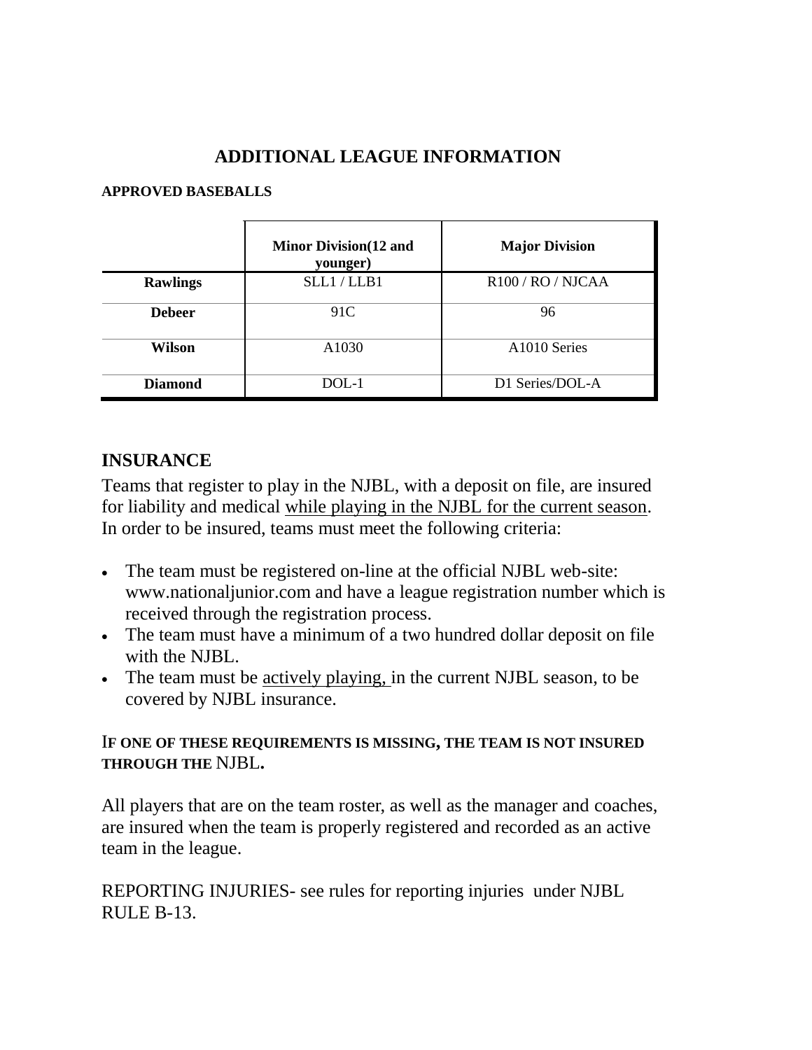# ADDITIONAL LEAGUE INFORMATION

**APPROVED BASEBALLS**

| | Minor Division(12 and younger) | Major Division |
|---|---|---|
| **Rawlings** | SLL1 / LLB1 | R100 / RO / NJCAA |
| **Debeer** | 91C | 96 |
| **Wilson** | A1030 | A1010 Series |
| **Diamond** | DOL-1 | D1 Series/DOL-A |

## INSURANCE

Teams that register to play in the NJBL, with a deposit on file, are insured for liability and medical <u>while playing in the NJBL for the current season</u>. In order to be insured, teams must meet the following criteria:

- The team must be registered on-line at the official NJBL web-site: www.nationaljunior.com and have a league registration number which is received through the registration process.
- The team must have a minimum of a two hundred dollar deposit on file with the NJBL.
- The team must be <u>actively playing,</u> in the current NJBL season, to be covered by NJBL insurance.

**IF ONE OF THESE REQUIREMENTS IS MISSING, THE TEAM IS NOT INSURED THROUGH THE NJBL.**

All players that are on the team roster, as well as the manager and coaches, are insured when the team is properly registered and recorded as an active team in the league.

REPORTING INJURIES- see rules for reporting injuries under NJBL RULE B-13.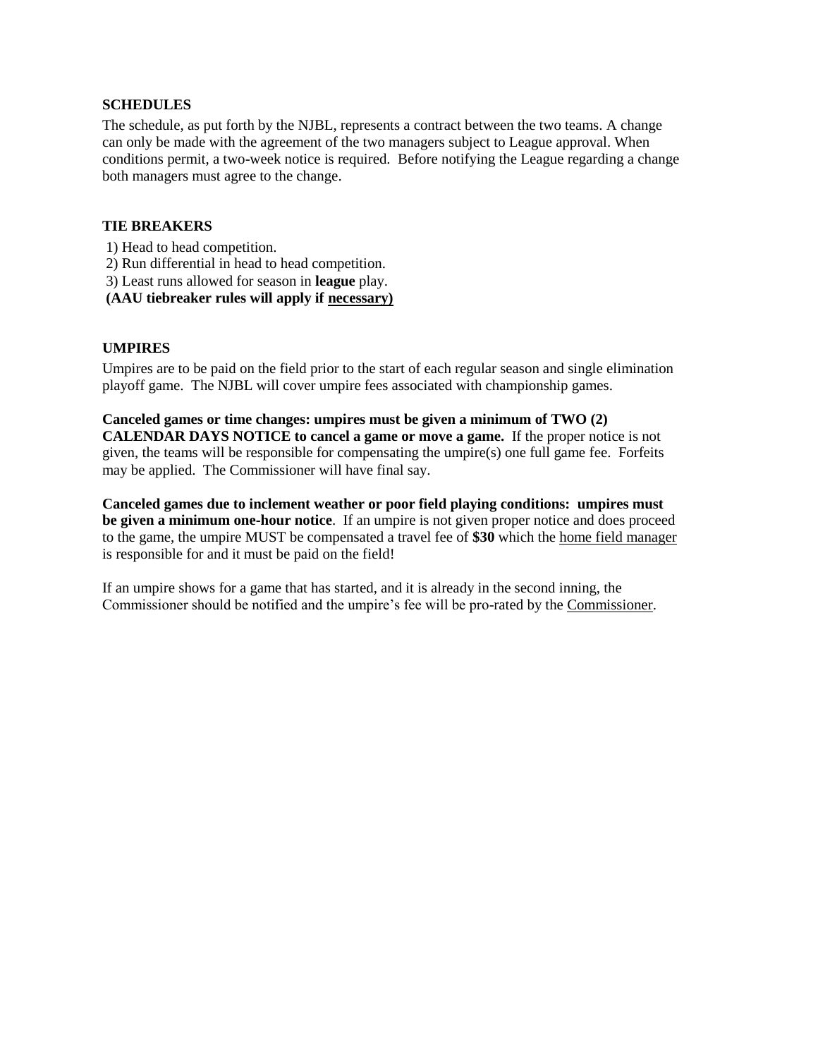**SCHEDULES**

The schedule, as put forth by the NJBL, represents a contract between the two teams. A change can only be made with the agreement of the two managers subject to League approval. When conditions permit, a two-week notice is required. Before notifying the League regarding a change both managers must agree to the change.

**TIE BREAKERS**

1) Head to head competition.
2) Run differential in head to head competition.
3) Least runs allowed for season in **league** play.

**(AAU tiebreaker rules will apply if <u>necessary</u>)**

**UMPIRES**

Umpires are to be paid on the field prior to the start of each regular season and single elimination playoff game. The NJBL will cover umpire fees associated with championship games.

**Canceled games or time changes: umpires must be given a minimum of TWO (2) CALENDAR DAYS NOTICE to cancel a game or move a game.** If the proper notice is not given, the teams will be responsible for compensating the umpire(s) one full game fee. Forfeits may be applied. The Commissioner will have final say.

**Canceled games due to inclement weather or poor field playing conditions: umpires must be given a minimum one-hour notice**. If an umpire is not given proper notice and does proceed to the game, the umpire MUST be compensated a travel fee of **$30** which the <u>home field manager</u> is responsible for and it must be paid on the field!

If an umpire shows for a game that has started, and it is already in the second inning, the Commissioner should be notified and the umpire's fee will be pro-rated by the <u>Commissioner</u>.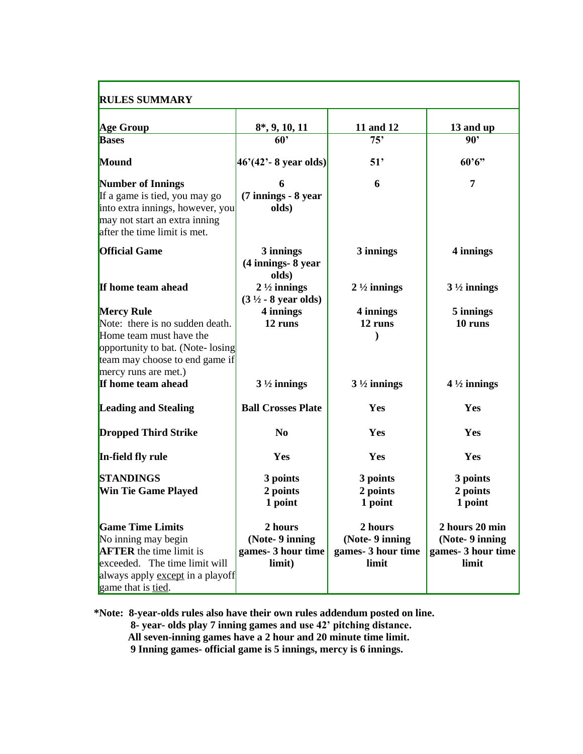| **RULES SUMMARY** | | | |
|---|---|---|---|
| **Age Group** | **8*, 9, 10, 11** | **11 and 12** | **13 and up** |
| **Bases** | **60'** | **75'** | **90'** |
| **Mound** | **46'(42'- 8 year olds)** | **51'** | **60'6"** |
| **Number of Innings**<br>If a game is tied, you may go into extra innings, however, you may not start an extra inning after the time limit is met. | **6**<br>**(7 innings - 8 year olds)** | **6** | **7** |
| **Official Game** | **3 innings**<br>**(4 innings- 8 year olds)** | **3 innings** | **4 innings** |
| **If home team ahead** | **2 ½ innings**<br>**(3 ½ - 8 year olds)** | **2 ½ innings** | **3 ½ innings** |
| **Mercy Rule**<br>Note: there is no sudden death. Home team must have the opportunity to bat. (Note- losing team may choose to end game if mercy runs are met.) | **4 innings**<br>**12 runs** | **4 innings**<br>**12 runs**<br>**)** | **5 innings**<br>**10 runs** |
| **If home team ahead** | **3 ½ innings** | **3 ½ innings** | **4 ½ innings** |
| **Leading and Stealing** | **Ball Crosses Plate** | **Yes** | **Yes** |
| **Dropped Third Strike** | **No** | **Yes** | **Yes** |
| **In-field fly rule** | **Yes** | **Yes** | **Yes** |
| **STANDINGS**<br>**Win Tie Game Played** | **3 points**<br>**2 points**<br>**1 point** | **3 points**<br>**2 points**<br>**1 point** | **3 points**<br>**2 points**<br>**1 point** |
| **Game Time Limits**<br>No inning may begin **AFTER** the time limit is exceeded. The time limit will always apply <u>except</u> in a playoff game that is <u>tied</u>. | **2 hours**<br>**(Note- 9 inning games- 3 hour time limit)** | **2 hours**<br>**(Note- 9 inning games- 3 hour time limit** | **2 hours 20 min**<br>**(Note- 9 inning games- 3 hour time limit** |

**\*Note: 8-year-olds rules also have their own rules addendum posted on line.**
**8- year- olds play 7 inning games and use 42' pitching distance.**
**All seven-inning games have a 2 hour and 20 minute time limit.**
**9 Inning games- official game is 5 innings, mercy is 6 innings.**